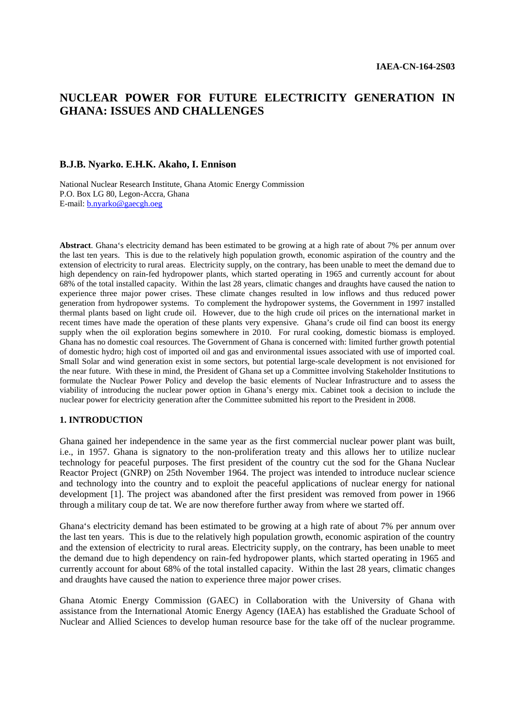IAEA-CN-164-2S03

# NUCLEAR POWER FOR FUTURE ELECTRICITY GENERATION IN GHANA: ISSUES AND CHALLENGES

**B.J.B. Nyarko. E.H.K. Akaho, I. Ennison**

National Nuclear Research Institute, Ghana Atomic Energy Commission
P.O. Box LG 80, Legon-Accra, Ghana
E-mail: b.nyarko@gaecgh.oeg

**Abstract**. Ghana's electricity demand has been estimated to be growing at a high rate of about 7% per annum over the last ten years. This is due to the relatively high population growth, economic aspiration of the country and the extension of electricity to rural areas. Electricity supply, on the contrary, has been unable to meet the demand due to high dependency on rain-fed hydropower plants, which started operating in 1965 and currently account for about 68% of the total installed capacity. Within the last 28 years, climatic changes and draughts have caused the nation to experience three major power crises. These climate changes resulted in low inflows and thus reduced power generation from hydropower systems. To complement the hydropower systems, the Government in 1997 installed thermal plants based on light crude oil. However, due to the high crude oil prices on the international market in recent times have made the operation of these plants very expensive. Ghana's crude oil find can boost its energy supply when the oil exploration begins somewhere in 2010. For rural cooking, domestic biomass is employed. Ghana has no domestic coal resources. The Government of Ghana is concerned with: limited further growth potential of domestic hydro; high cost of imported oil and gas and environmental issues associated with use of imported coal. Small Solar and wind generation exist in some sectors, but potential large-scale development is not envisioned for the near future. With these in mind, the President of Ghana set up a Committee involving Stakeholder Institutions to formulate the Nuclear Power Policy and develop the basic elements of Nuclear Infrastructure and to assess the viability of introducing the nuclear power option in Ghana's energy mix. Cabinet took a decision to include the nuclear power for electricity generation after the Committee submitted his report to the President in 2008.

## 1. INTRODUCTION

Ghana gained her independence in the same year as the first commercial nuclear power plant was built, i.e., in 1957. Ghana is signatory to the non-proliferation treaty and this allows her to utilize nuclear technology for peaceful purposes. The first president of the country cut the sod for the Ghana Nuclear Reactor Project (GNRP) on 25th November 1964. The project was intended to introduce nuclear science and technology into the country and to exploit the peaceful applications of nuclear energy for national development [1]. The project was abandoned after the first president was removed from power in 1966 through a military coup de tat. We are now therefore further away from where we started off.

Ghana's electricity demand has been estimated to be growing at a high rate of about 7% per annum over the last ten years. This is due to the relatively high population growth, economic aspiration of the country and the extension of electricity to rural areas. Electricity supply, on the contrary, has been unable to meet the demand due to high dependency on rain-fed hydropower plants, which started operating in 1965 and currently account for about 68% of the total installed capacity. Within the last 28 years, climatic changes and draughts have caused the nation to experience three major power crises.

Ghana Atomic Energy Commission (GAEC) in Collaboration with the University of Ghana with assistance from the International Atomic Energy Agency (IAEA) has established the Graduate School of Nuclear and Allied Sciences to develop human resource base for the take off of the nuclear programme.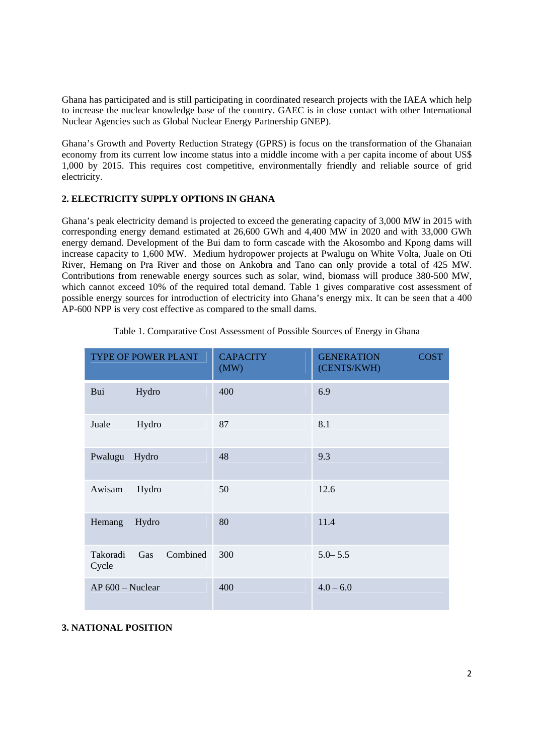Ghana has participated and is still participating in coordinated research projects with the IAEA which help to increase the nuclear knowledge base of the country. GAEC is in close contact with other International Nuclear Agencies such as Global Nuclear Energy Partnership GNEP).

Ghana's Growth and Poverty Reduction Strategy (GPRS) is focus on the transformation of the Ghanaian economy from its current low income status into a middle income with a per capita income of about US$ 1,000 by 2015. This requires cost competitive, environmentally friendly and reliable source of grid electricity.

## 2. ELECTRICITY SUPPLY OPTIONS IN GHANA

Ghana's peak electricity demand is projected to exceed the generating capacity of 3,000 MW in 2015 with corresponding energy demand estimated at 26,600 GWh and 4,400 MW in 2020 and with 33,000 GWh energy demand. Development of the Bui dam to form cascade with the Akosombo and Kpong dams will increase capacity to 1,600 MW. Medium hydropower projects at Pwalugu on White Volta, Juale on Oti River, Hemang on Pra River and those on Ankobra and Tano can only provide a total of 425 MW. Contributions from renewable energy sources such as solar, wind, biomass will produce 380-500 MW, which cannot exceed 10% of the required total demand. Table 1 gives comparative cost assessment of possible energy sources for introduction of electricity into Ghana's energy mix. It can be seen that a 400 AP-600 NPP is very cost effective as compared to the small dams.

Table 1. Comparative Cost Assessment of Possible Sources of Energy in Ghana

| TYPE OF POWER PLANT | CAPACITY (MW) | GENERATION COST (CENTS/KWH) |
|---|---|---|
| Bui Hydro | 400 | 6.9 |
| Juale Hydro | 87 | 8.1 |
| Pwalugu Hydro | 48 | 9.3 |
| Awisam Hydro | 50 | 12.6 |
| Hemang Hydro | 80 | 11.4 |
| Takoradi Gas Combined Cycle | 300 | 5.0– 5.5 |
| AP 600 – Nuclear | 400 | 4.0 – 6.0 |

## 3. NATIONAL POSITION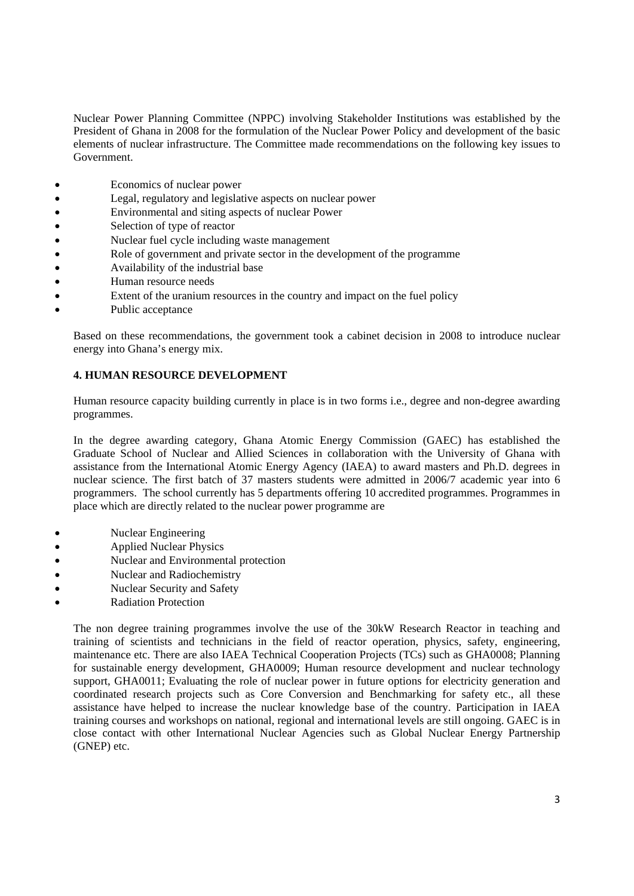Nuclear Power Planning Committee (NPPC) involving Stakeholder Institutions was established by the President of Ghana in 2008 for the formulation of the Nuclear Power Policy and development of the basic elements of nuclear infrastructure. The Committee made recommendations on the following key issues to Government.

- Economics of nuclear power
- Legal, regulatory and legislative aspects on nuclear power
- Environmental and siting aspects of nuclear Power
- Selection of type of reactor
- Nuclear fuel cycle including waste management
- Role of government and private sector in the development of the programme
- Availability of the industrial base
- Human resource needs
- Extent of the uranium resources in the country and impact on the fuel policy
- Public acceptance

Based on these recommendations, the government took a cabinet decision in 2008 to introduce nuclear energy into Ghana's energy mix.

## 4. HUMAN RESOURCE DEVELOPMENT

Human resource capacity building currently in place is in two forms i.e., degree and non-degree awarding programmes.

In the degree awarding category, Ghana Atomic Energy Commission (GAEC) has established the Graduate School of Nuclear and Allied Sciences in collaboration with the University of Ghana with assistance from the International Atomic Energy Agency (IAEA) to award masters and Ph.D. degrees in nuclear science. The first batch of 37 masters students were admitted in 2006/7 academic year into 6 programmers. The school currently has 5 departments offering 10 accredited programmes. Programmes in place which are directly related to the nuclear power programme are

- Nuclear Engineering
- Applied Nuclear Physics
- Nuclear and Environmental protection
- Nuclear and Radiochemistry
- Nuclear Security and Safety
- Radiation Protection

The non degree training programmes involve the use of the 30kW Research Reactor in teaching and training of scientists and technicians in the field of reactor operation, physics, safety, engineering, maintenance etc. There are also IAEA Technical Cooperation Projects (TCs) such as GHA0008; Planning for sustainable energy development, GHA0009; Human resource development and nuclear technology support, GHA0011; Evaluating the role of nuclear power in future options for electricity generation and coordinated research projects such as Core Conversion and Benchmarking for safety etc., all these assistance have helped to increase the nuclear knowledge base of the country. Participation in IAEA training courses and workshops on national, regional and international levels are still ongoing. GAEC is in close contact with other International Nuclear Agencies such as Global Nuclear Energy Partnership (GNEP) etc.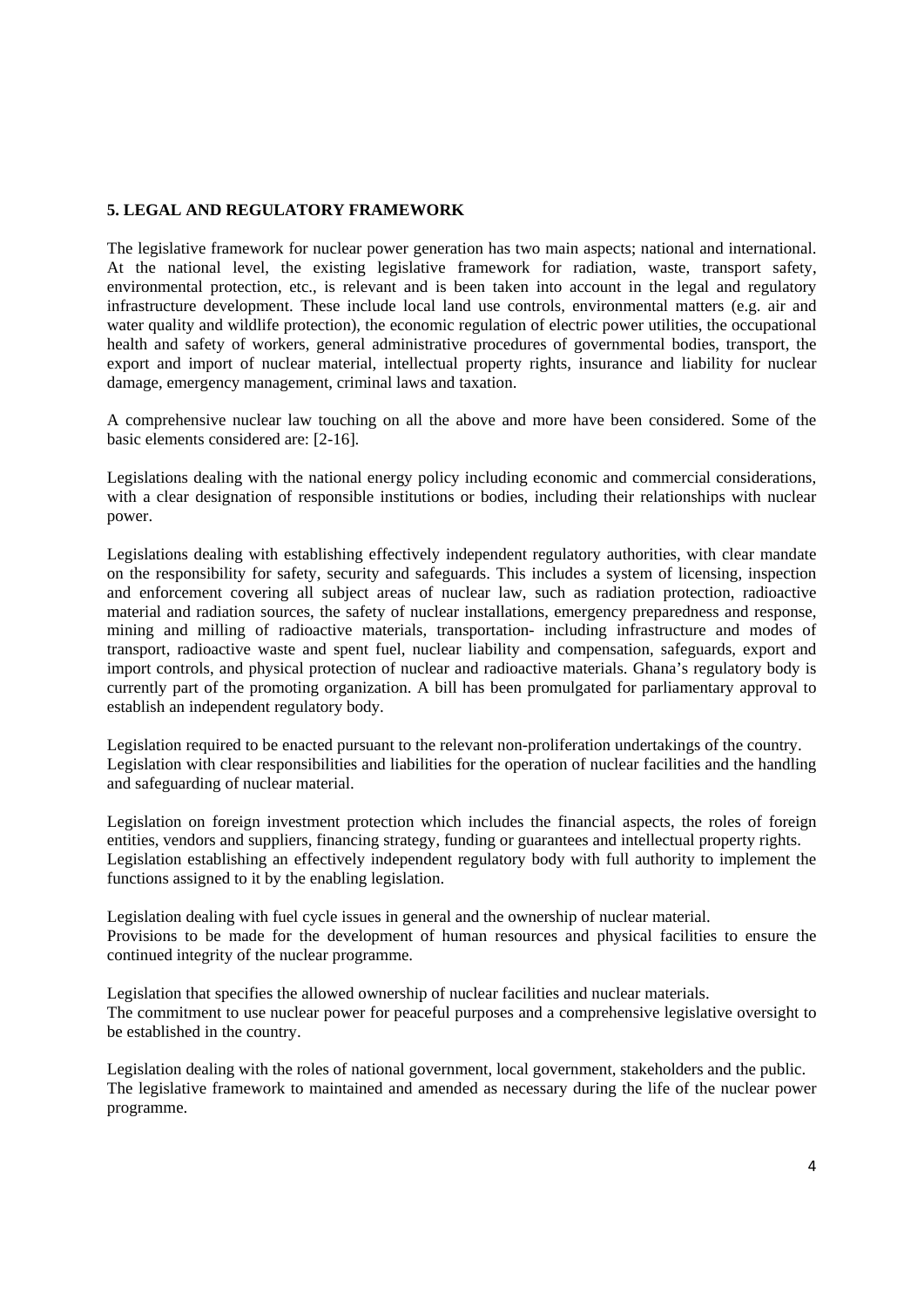**5. LEGAL AND REGULATORY FRAMEWORK**

The legislative framework for nuclear power generation has two main aspects; national and international. At the national level, the existing legislative framework for radiation, waste, transport safety, environmental protection, etc., is relevant and is been taken into account in the legal and regulatory infrastructure development. These include local land use controls, environmental matters (e.g. air and water quality and wildlife protection), the economic regulation of electric power utilities, the occupational health and safety of workers, general administrative procedures of governmental bodies, transport, the export and import of nuclear material, intellectual property rights, insurance and liability for nuclear damage, emergency management, criminal laws and taxation.

A comprehensive nuclear law touching on all the above and more have been considered. Some of the basic elements considered are: [2-16].

Legislations dealing with the national energy policy including economic and commercial considerations, with a clear designation of responsible institutions or bodies, including their relationships with nuclear power.

Legislations dealing with establishing effectively independent regulatory authorities, with clear mandate on the responsibility for safety, security and safeguards. This includes a system of licensing, inspection and enforcement covering all subject areas of nuclear law, such as radiation protection, radioactive material and radiation sources, the safety of nuclear installations, emergency preparedness and response, mining and milling of radioactive materials, transportation- including infrastructure and modes of transport, radioactive waste and spent fuel, nuclear liability and compensation, safeguards, export and import controls, and physical protection of nuclear and radioactive materials. Ghana's regulatory body is currently part of the promoting organization. A bill has been promulgated for parliamentary approval to establish an independent regulatory body.

Legislation required to be enacted pursuant to the relevant non-proliferation undertakings of the country.
Legislation with clear responsibilities and liabilities for the operation of nuclear facilities and the handling and safeguarding of nuclear material.

Legislation on foreign investment protection which includes the financial aspects, the roles of foreign entities, vendors and suppliers, financing strategy, funding or guarantees and intellectual property rights.
Legislation establishing an effectively independent regulatory body with full authority to implement the functions assigned to it by the enabling legislation.

Legislation dealing with fuel cycle issues in general and the ownership of nuclear material.
Provisions to be made for the development of human resources and physical facilities to ensure the continued integrity of the nuclear programme.

Legislation that specifies the allowed ownership of nuclear facilities and nuclear materials.
The commitment to use nuclear power for peaceful purposes and a comprehensive legislative oversight to be established in the country.

Legislation dealing with the roles of national government, local government, stakeholders and the public.
The legislative framework to maintained and amended as necessary during the life of the nuclear power programme.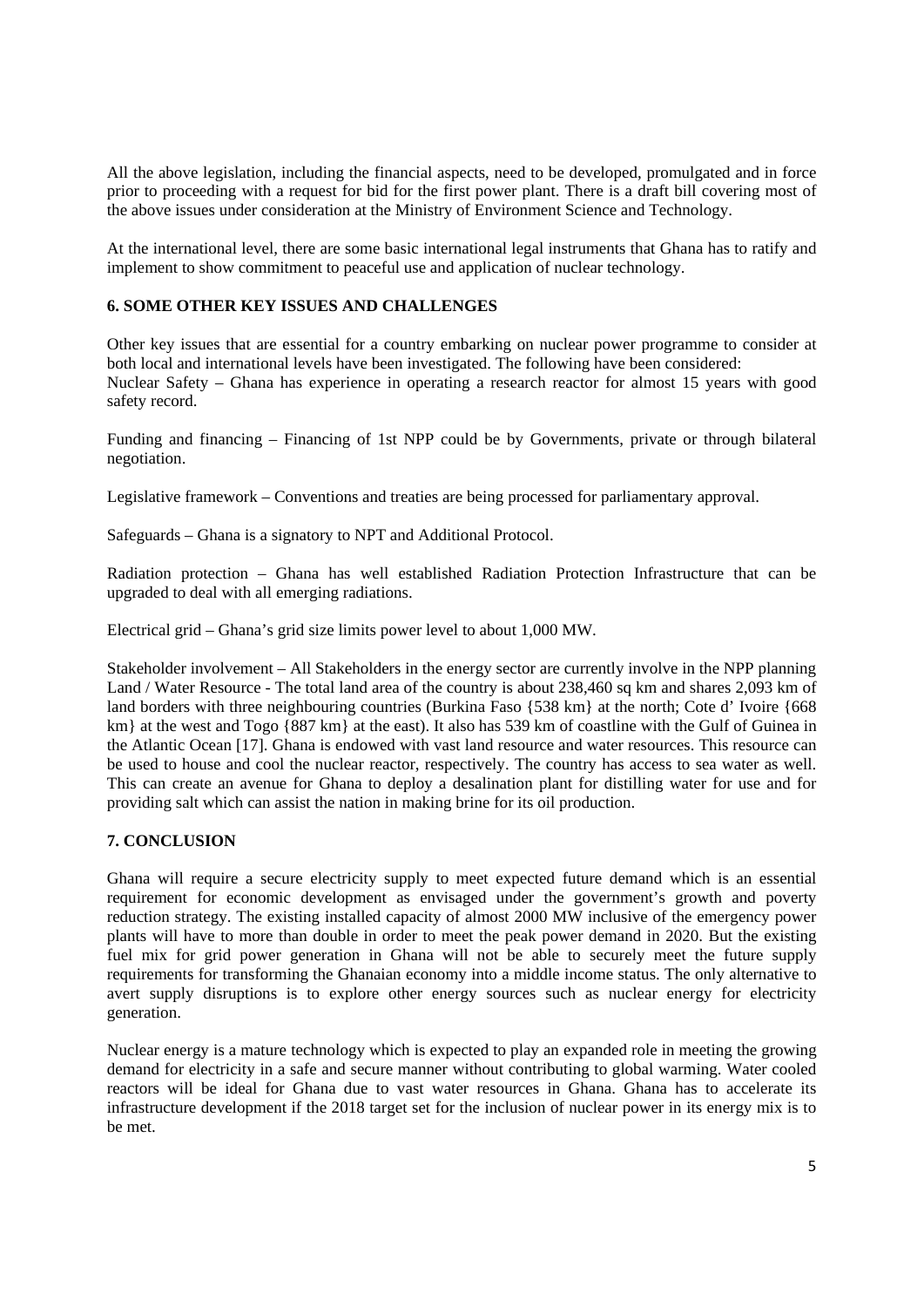All the above legislation, including the financial aspects, need to be developed, promulgated and in force prior to proceeding with a request for bid for the first power plant. There is a draft bill covering most of the above issues under consideration at the Ministry of Environment Science and Technology.

At the international level, there are some basic international legal instruments that Ghana has to ratify and implement to show commitment to peaceful use and application of nuclear technology.

## 6. SOME OTHER KEY ISSUES AND CHALLENGES

Other key issues that are essential for a country embarking on nuclear power programme to consider at both local and international levels have been investigated. The following have been considered:
Nuclear Safety – Ghana has experience in operating a research reactor for almost 15 years with good safety record.

Funding and financing – Financing of 1st NPP could be by Governments, private or through bilateral negotiation.

Legislative framework – Conventions and treaties are being processed for parliamentary approval.

Safeguards – Ghana is a signatory to NPT and Additional Protocol.

Radiation protection – Ghana has well established Radiation Protection Infrastructure that can be upgraded to deal with all emerging radiations.

Electrical grid – Ghana's grid size limits power level to about 1,000 MW.

Stakeholder involvement – All Stakeholders in the energy sector are currently involve in the NPP planning
Land / Water Resource - The total land area of the country is about 238,460 sq km and shares 2,093 km of land borders with three neighbouring countries (Burkina Faso {538 km} at the north; Cote d' Ivoire {668 km} at the west and Togo {887 km} at the east). It also has 539 km of coastline with the Gulf of Guinea in the Atlantic Ocean [17]. Ghana is endowed with vast land resource and water resources. This resource can be used to house and cool the nuclear reactor, respectively. The country has access to sea water as well. This can create an avenue for Ghana to deploy a desalination plant for distilling water for use and for providing salt which can assist the nation in making brine for its oil production.

## 7. CONCLUSION

Ghana will require a secure electricity supply to meet expected future demand which is an essential requirement for economic development as envisaged under the government's growth and poverty reduction strategy. The existing installed capacity of almost 2000 MW inclusive of the emergency power plants will have to more than double in order to meet the peak power demand in 2020. But the existing fuel mix for grid power generation in Ghana will not be able to securely meet the future supply requirements for transforming the Ghanaian economy into a middle income status. The only alternative to avert supply disruptions is to explore other energy sources such as nuclear energy for electricity generation.

Nuclear energy is a mature technology which is expected to play an expanded role in meeting the growing demand for electricity in a safe and secure manner without contributing to global warming. Water cooled reactors will be ideal for Ghana due to vast water resources in Ghana. Ghana has to accelerate its infrastructure development if the 2018 target set for the inclusion of nuclear power in its energy mix is to be met.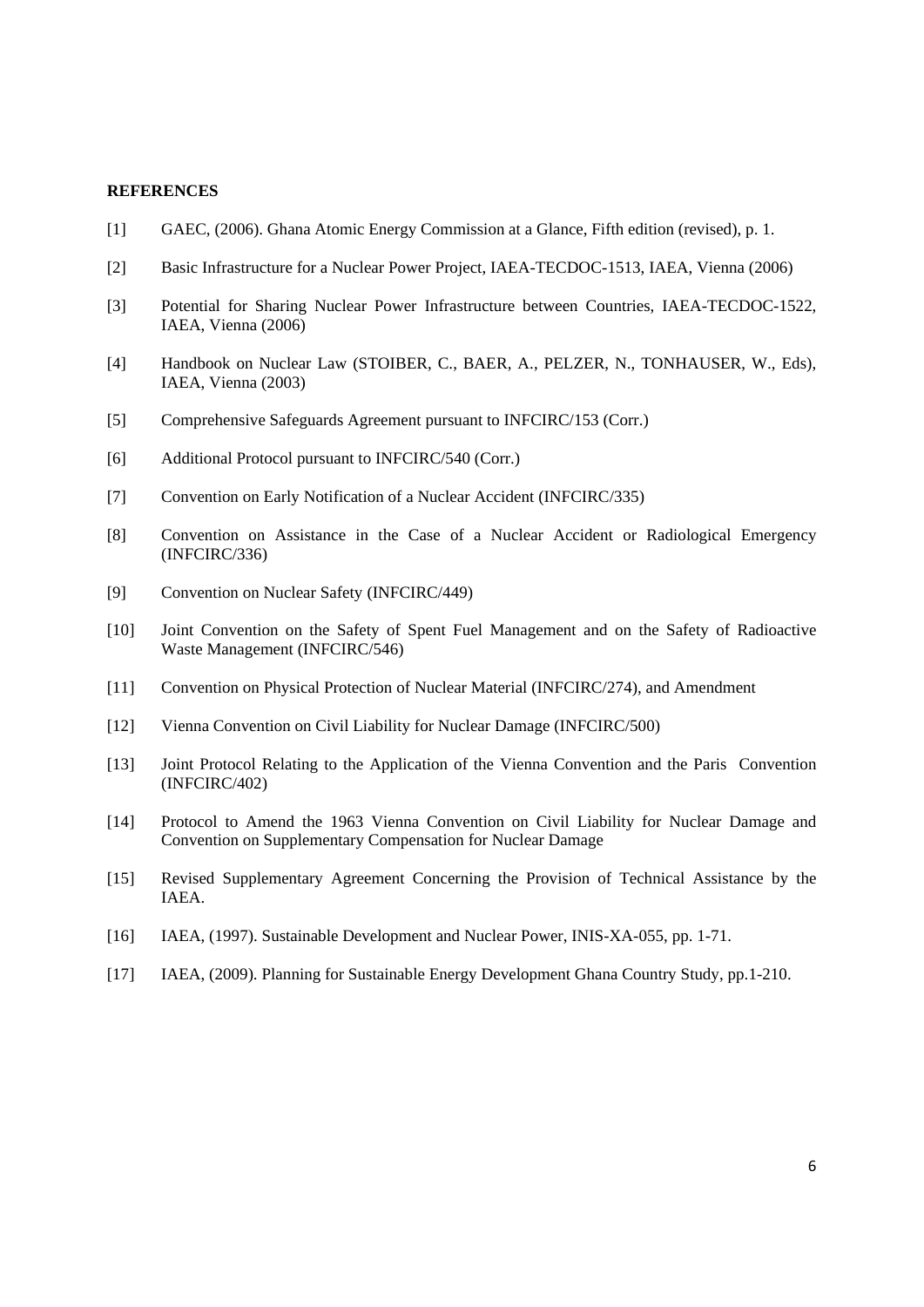**REFERENCES**

[1] GAEC, (2006). Ghana Atomic Energy Commission at a Glance, Fifth edition (revised), p. 1.

[2] Basic Infrastructure for a Nuclear Power Project, IAEA-TECDOC-1513, IAEA, Vienna (2006)

[3] Potential for Sharing Nuclear Power Infrastructure between Countries, IAEA-TECDOC-1522, IAEA, Vienna (2006)

[4] Handbook on Nuclear Law (STOIBER, C., BAER, A., PELZER, N., TONHAUSER, W., Eds), IAEA, Vienna (2003)

[5] Comprehensive Safeguards Agreement pursuant to INFCIRC/153 (Corr.)

[6] Additional Protocol pursuant to INFCIRC/540 (Corr.)

[7] Convention on Early Notification of a Nuclear Accident (INFCIRC/335)

[8] Convention on Assistance in the Case of a Nuclear Accident or Radiological Emergency (INFCIRC/336)

[9] Convention on Nuclear Safety (INFCIRC/449)

[10] Joint Convention on the Safety of Spent Fuel Management and on the Safety of Radioactive Waste Management (INFCIRC/546)

[11] Convention on Physical Protection of Nuclear Material (INFCIRC/274), and Amendment

[12] Vienna Convention on Civil Liability for Nuclear Damage (INFCIRC/500)

[13] Joint Protocol Relating to the Application of the Vienna Convention and the Paris Convention (INFCIRC/402)

[14] Protocol to Amend the 1963 Vienna Convention on Civil Liability for Nuclear Damage and Convention on Supplementary Compensation for Nuclear Damage

[15] Revised Supplementary Agreement Concerning the Provision of Technical Assistance by the IAEA.

[16] IAEA, (1997). Sustainable Development and Nuclear Power, INIS-XA-055, pp. 1-71.

[17] IAEA, (2009). Planning for Sustainable Energy Development Ghana Country Study, pp.1-210.